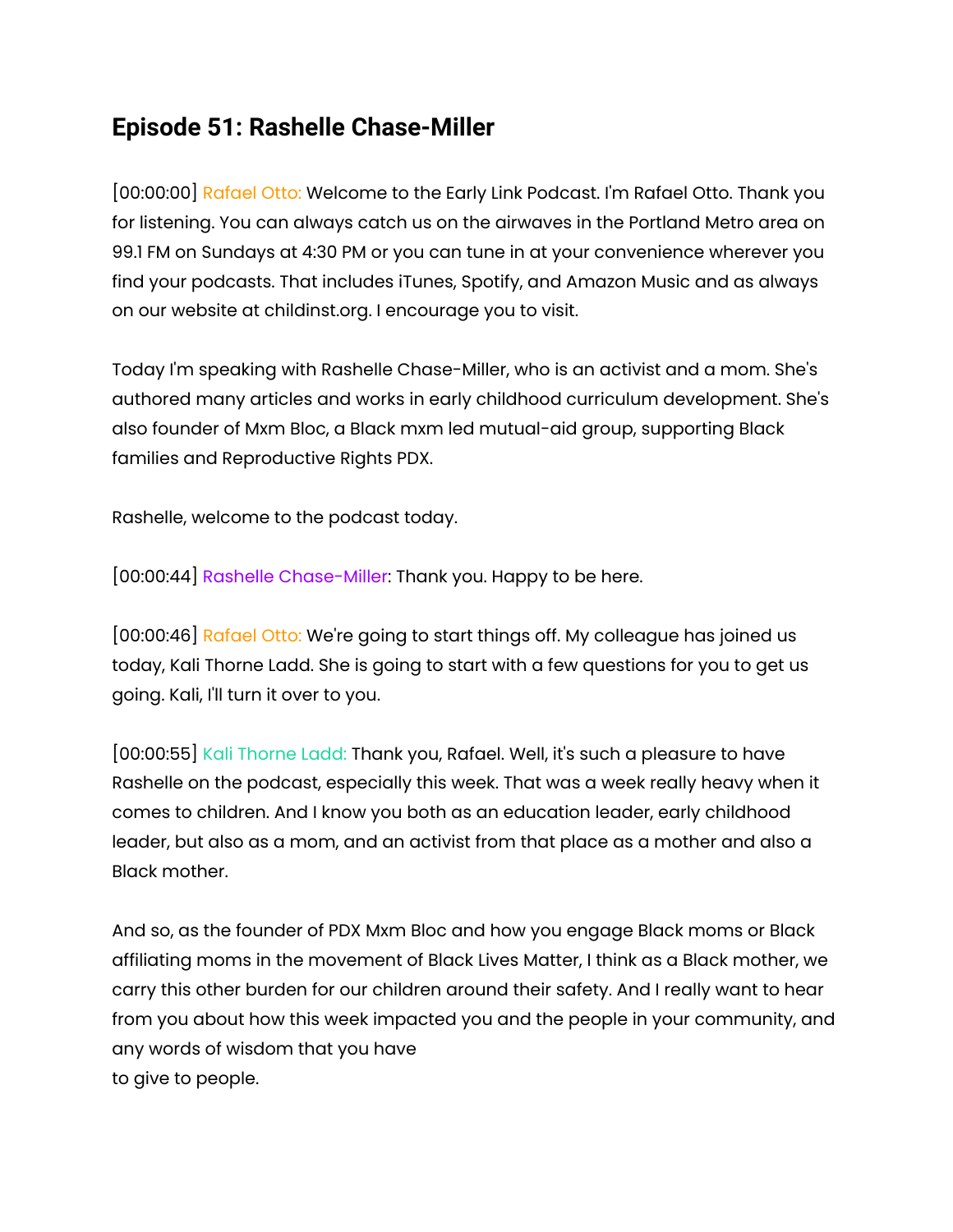## Episode 51: Rashelle Chase-Miller

[00:00:00] Rafael Otto: Welcome to the Early Link Podcast. I'm Rafael Otto. Thank you for listening. You can always catch us on the airwaves in the Portland Metro area on 99.1 FM on Sundays at 4:30 PM or you can tune in at your convenience wherever you find your podcasts. That includes iTunes, Spotify, and Amazon Music and as always on our website at childinst.org. I encourage you to visit.

Today I'm speaking with Rashelle Chase-Miller, who is an activist and a mom. She's authored many articles and works in early childhood curriculum development. She's also founder of Mxm Bloc, a Black mxm led mutual-aid group, supporting Black families and Reproductive Rights PDX.

Rashelle, welcome to the podcast today.

[00:00:44] Rashelle Chase-Miller: Thank you. Happy to be here.

[00:00:46] Rafael Otto: We're going to start things off. My colleague has joined us today, Kali Thorne Ladd. She is going to start with a few questions for you to get us going. Kali, I'll turn it over to you.

[00:00:55] Kali Thorne Ladd: Thank you, Rafael. Well, it's such a pleasure to have Rashelle on the podcast, especially this week. That was a week really heavy when it comes to children. And I know you both as an education leader, early childhood leader, but also as a mom, and an activist from that place as a mother and also a Black mother.

And so, as the founder of PDX Mxm Bloc and how you engage Black moms or Black affiliating moms in the movement of Black Lives Matter, I think as a Black mother, we carry this other burden for our children around their safety. And I really want to hear from you about how this week impacted you and the people in your community, and any words of wisdom that you have to give to people.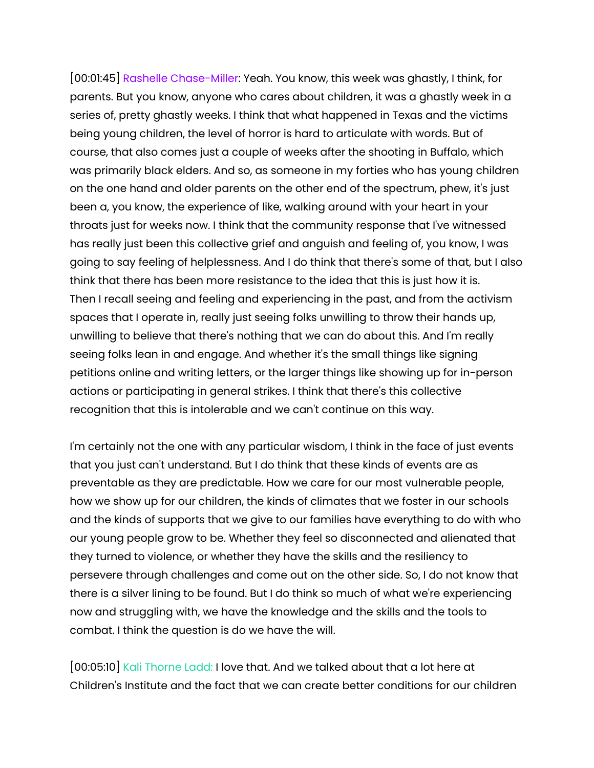[00:01:45] Rashelle Chase-Miller: Yeah. You know, this week was ghastly, I think, for parents. But you know, anyone who cares about children, it was a ghastly week in a series of, pretty ghastly weeks. I think that what happened in Texas and the victims being young children, the level of horror is hard to articulate with words. But of course, that also comes just a couple of weeks after the shooting in Buffalo, which was primarily black elders. And so, as someone in my forties who has young children on the one hand and older parents on the other end of the spectrum, phew, it's just been a, you know, the experience of like, walking around with your heart in your throats just for weeks now. I think that the community response that I've witnessed has really just been this collective grief and anguish and feeling of, you know, I was going to say feeling of helplessness. And I do think that there's some of that, but I also think that there has been more resistance to the idea that this is just how it is. Then I recall seeing and feeling and experiencing in the past, and from the activism spaces that I operate in, really just seeing folks unwilling to throw their hands up, unwilling to believe that there's nothing that we can do about this. And I'm really seeing folks lean in and engage. And whether it's the small things like signing petitions online and writing letters, or the larger things like showing up for in-person actions or participating in general strikes. I think that there's this collective recognition that this is intolerable and we can't continue on this way.

I'm certainly not the one with any particular wisdom, I think in the face of just events that you just can't understand. But I do think that these kinds of events are as preventable as they are predictable. How we care for our most vulnerable people, how we show up for our children, the kinds of climates that we foster in our schools and the kinds of supports that we give to our families have everything to do with who our young people grow to be. Whether they feel so disconnected and alienated that they turned to violence, or whether they have the skills and the resiliency to persevere through challenges and come out on the other side. So, I do not know that there is a silver lining to be found. But I do think so much of what we're experiencing now and struggling with, we have the knowledge and the skills and the tools to combat. I think the question is do we have the will.

[00:05:10] Kali Thorne Ladd: I love that. And we talked about that a lot here at Children's Institute and the fact that we can create better conditions for our children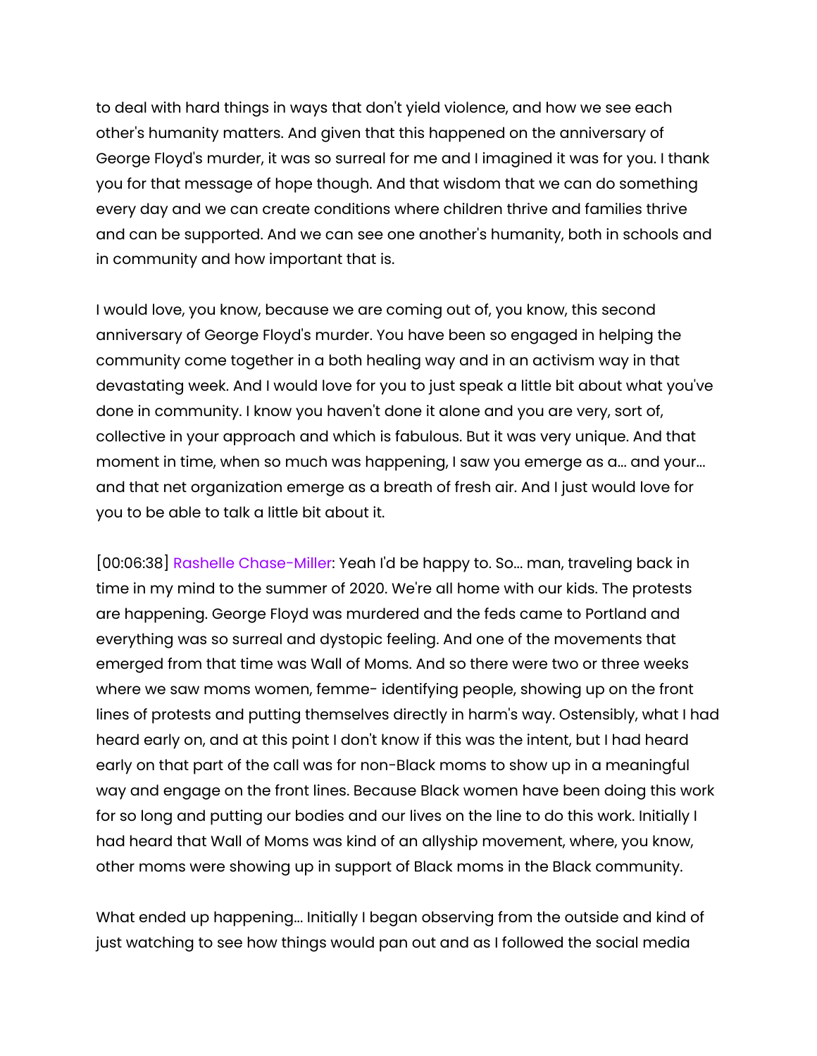to deal with hard things in ways that don't yield violence, and how we see each other's humanity matters. And given that this happened on the anniversary of George Floyd's murder, it was so surreal for me and I imagined it was for you. I thank you for that message of hope though. And that wisdom that we can do something every day and we can create conditions where children thrive and families thrive and can be supported. And we can see one another's humanity, both in schools and in community and how important that is.

I would love, you know, because we are coming out of, you know, this second anniversary of George Floyd's murder. You have been so engaged in helping the community come together in a both healing way and in an activism way in that devastating week. And I would love for you to just speak a little bit about what you've done in community. I know you haven't done it alone and you are very, sort of, collective in your approach and which is fabulous. But it was very unique. And that moment in time, when so much was happening, I saw you emerge as a... and your... and that net organization emerge as a breath of fresh air. And I just would love for you to be able to talk a little bit about it.

[00:06:38] Rashelle Chase-Miller: Yeah I'd be happy to. So... man, traveling back in time in my mind to the summer of 2020. We're all home with our kids. The protests are happening. George Floyd was murdered and the feds came to Portland and everything was so surreal and dystopic feeling. And one of the movements that emerged from that time was Wall of Moms. And so there were two or three weeks where we saw moms women, femme- identifying people, showing up on the front lines of protests and putting themselves directly in harm's way. Ostensibly, what I had heard early on, and at this point I don't know if this was the intent, but I had heard early on that part of the call was for non-Black moms to show up in a meaningful way and engage on the front lines. Because Black women have been doing this work for so long and putting our bodies and our lives on the line to do this work. Initially I had heard that Wall of Moms was kind of an allyship movement, where, you know, other moms were showing up in support of Black moms in the Black community.

What ended up happening... Initially I began observing from the outside and kind of just watching to see how things would pan out and as I followed the social media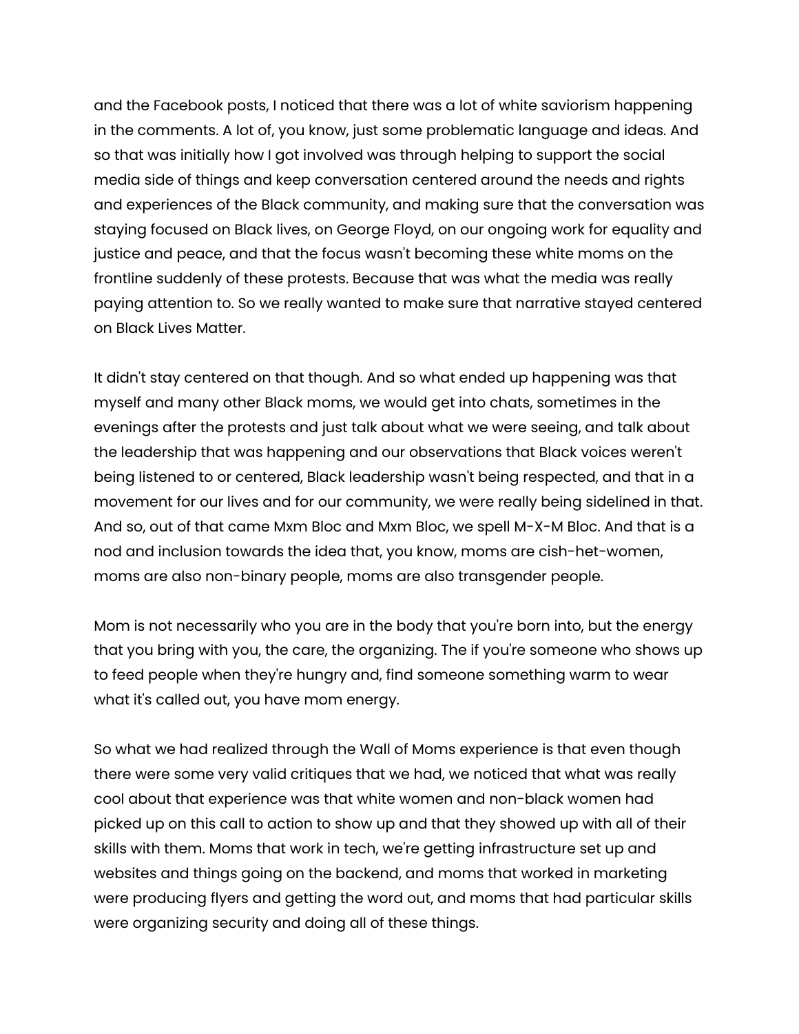and the Facebook posts, I noticed that there was a lot of white saviorism happening in the comments. A lot of, you know, just some problematic language and ideas. And so that was initially how I got involved was through helping to support the social media side of things and keep conversation centered around the needs and rights and experiences of the Black community, and making sure that the conversation was staying focused on Black lives, on George Floyd, on our ongoing work for equality and justice and peace, and that the focus wasn't becoming these white moms on the frontline suddenly of these protests. Because that was what the media was really paying attention to. So we really wanted to make sure that narrative stayed centered on Black Lives Matter.

It didn't stay centered on that though. And so what ended up happening was that myself and many other Black moms, we would get into chats, sometimes in the evenings after the protests and just talk about what we were seeing, and talk about the leadership that was happening and our observations that Black voices weren't being listened to or centered, Black leadership wasn't being respected, and that in a movement for our lives and for our community, we were really being sidelined in that. And so, out of that came Mxm Bloc and Mxm Bloc, we spell M-X-M Bloc. And that is a nod and inclusion towards the idea that, you know, moms are cish-het-women, moms are also non-binary people, moms are also transgender people.

Mom is not necessarily who you are in the body that you're born into, but the energy that you bring with you, the care, the organizing. The if you're someone who shows up to feed people when they're hungry and, find someone something warm to wear what it's called out, you have mom energy.

So what we had realized through the Wall of Moms experience is that even though there were some very valid critiques that we had, we noticed that what was really cool about that experience was that white women and non-black women had picked up on this call to action to show up and that they showed up with all of their skills with them. Moms that work in tech, we're getting infrastructure set up and websites and things going on the backend, and moms that worked in marketing were producing flyers and getting the word out, and moms that had particular skills were organizing security and doing all of these things.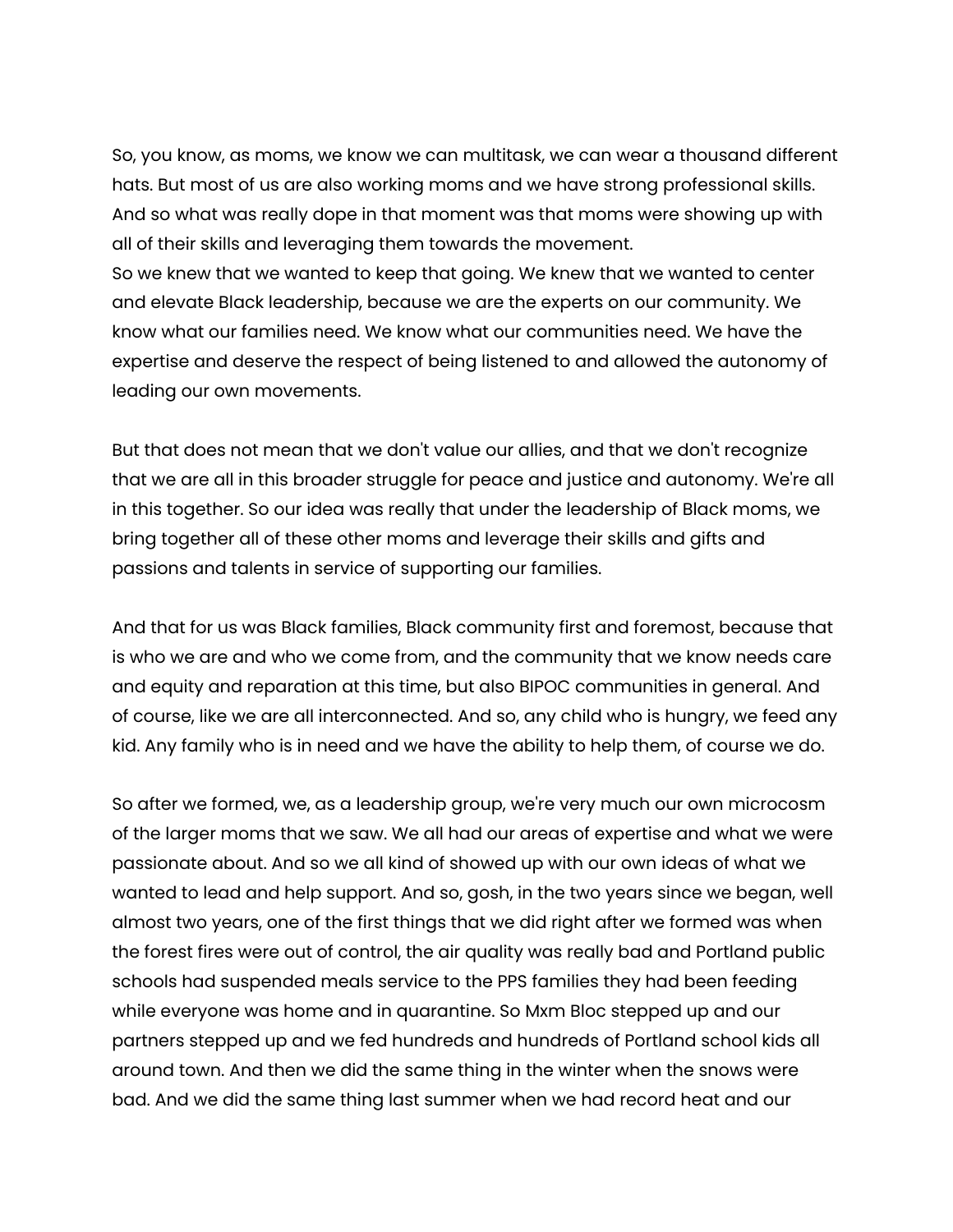So, you know, as moms, we know we can multitask, we can wear a thousand different hats. But most of us are also working moms and we have strong professional skills. And so what was really dope in that moment was that moms were showing up with all of their skills and leveraging them towards the movement.
So we knew that we wanted to keep that going. We knew that we wanted to center and elevate Black leadership, because we are the experts on our community. We know what our families need. We know what our communities need. We have the expertise and deserve the respect of being listened to and allowed the autonomy of leading our own movements.

But that does not mean that we don't value our allies, and that we don't recognize that we are all in this broader struggle for peace and justice and autonomy. We're all in this together. So our idea was really that under the leadership of Black moms, we bring together all of these other moms and leverage their skills and gifts and passions and talents in service of supporting our families.

And that for us was Black families, Black community first and foremost, because that is who we are and who we come from, and the community that we know needs care and equity and reparation at this time, but also BIPOC communities in general. And of course, like we are all interconnected. And so, any child who is hungry, we feed any kid. Any family who is in need and we have the ability to help them, of course we do.

So after we formed, we, as a leadership group, we're very much our own microcosm of the larger moms that we saw. We all had our areas of expertise and what we were passionate about. And so we all kind of showed up with our own ideas of what we wanted to lead and help support. And so, gosh, in the two years since we began, well almost two years, one of the first things that we did right after we formed was when the forest fires were out of control, the air quality was really bad and Portland public schools had suspended meals service to the PPS families they had been feeding while everyone was home and in quarantine. So Mxm Bloc stepped up and our partners stepped up and we fed hundreds and hundreds of Portland school kids all around town. And then we did the same thing in the winter when the snows were bad. And we did the same thing last summer when we had record heat and our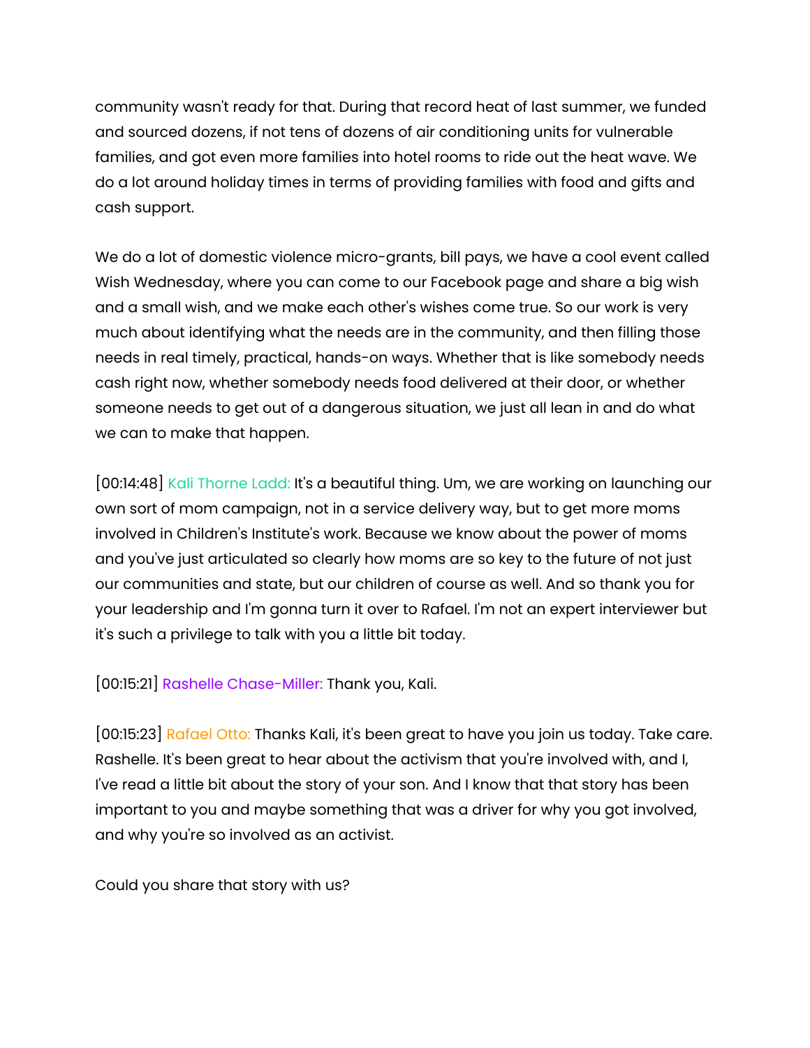community wasn't ready for that. During that record heat of last summer, we funded and sourced dozens, if not tens of dozens of air conditioning units for vulnerable families, and got even more families into hotel rooms to ride out the heat wave. We do a lot around holiday times in terms of providing families with food and gifts and cash support.

We do a lot of domestic violence micro-grants, bill pays, we have a cool event called Wish Wednesday, where you can come to our Facebook page and share a big wish and a small wish, and we make each other's wishes come true. So our work is very much about identifying what the needs are in the community, and then filling those needs in real timely, practical, hands-on ways. Whether that is like somebody needs cash right now, whether somebody needs food delivered at their door, or whether someone needs to get out of a dangerous situation, we just all lean in and do what we can to make that happen.

[00:14:48] Kali Thorne Ladd: It's a beautiful thing. Um, we are working on launching our own sort of mom campaign, not in a service delivery way, but to get more moms involved in Children's Institute's work. Because we know about the power of moms and you've just articulated so clearly how moms are so key to the future of not just our communities and state, but our children of course as well. And so thank you for your leadership and I'm gonna turn it over to Rafael. I'm not an expert interviewer but it's such a privilege to talk with you a little bit today.

[00:15:21] Rashelle Chase-Miller: Thank you, Kali.

[00:15:23] Rafael Otto: Thanks Kali, it's been great to have you join us today. Take care. Rashelle. It's been great to hear about the activism that you're involved with, and I, I've read a little bit about the story of your son. And I know that that story has been important to you and maybe something that was a driver for why you got involved, and why you're so involved as an activist.

Could you share that story with us?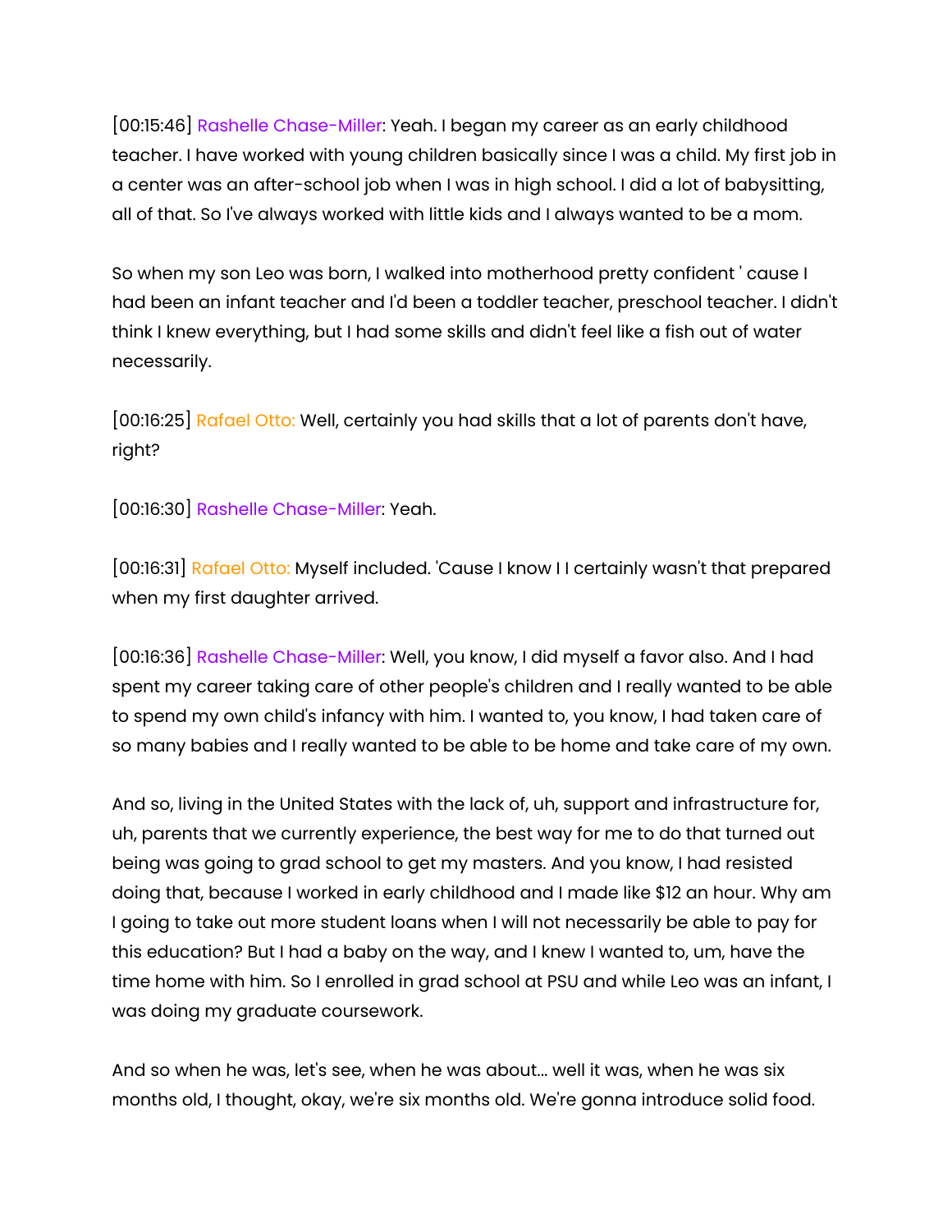[00:15:46] Rashelle Chase-Miller: Yeah. I began my career as an early childhood teacher. I have worked with young children basically since I was a child. My first job in a center was an after-school job when I was in high school. I did a lot of babysitting, all of that. So I've always worked with little kids and I always wanted to be a mom.

So when my son Leo was born, I walked into motherhood pretty confident ' cause I had been an infant teacher and I'd been a toddler teacher, preschool teacher. I didn't think I knew everything, but I had some skills and didn't feel like a fish out of water necessarily.

[00:16:25] Rafael Otto: Well, certainly you had skills that a lot of parents don't have, right?

[00:16:30] Rashelle Chase-Miller: Yeah.

[00:16:31] Rafael Otto: Myself included. 'Cause I know I I certainly wasn't that prepared when my first daughter arrived.

[00:16:36] Rashelle Chase-Miller: Well, you know, I did myself a favor also. And I had spent my career taking care of other people's children and I really wanted to be able to spend my own child's infancy with him. I wanted to, you know, I had taken care of so many babies and I really wanted to be able to be home and take care of my own.

And so, living in the United States with the lack of, uh, support and infrastructure for, uh, parents that we currently experience, the best way for me to do that turned out being was going to grad school to get my masters. And you know, I had resisted doing that, because I worked in early childhood and I made like $12 an hour. Why am I going to take out more student loans when I will not necessarily be able to pay for this education? But I had a baby on the way, and I knew I wanted to, um, have the time home with him. So I enrolled in grad school at PSU and while Leo was an infant, I was doing my graduate coursework.

And so when he was, let's see, when he was about... well it was, when he was six months old, I thought, okay, we're six months old. We're gonna introduce solid food.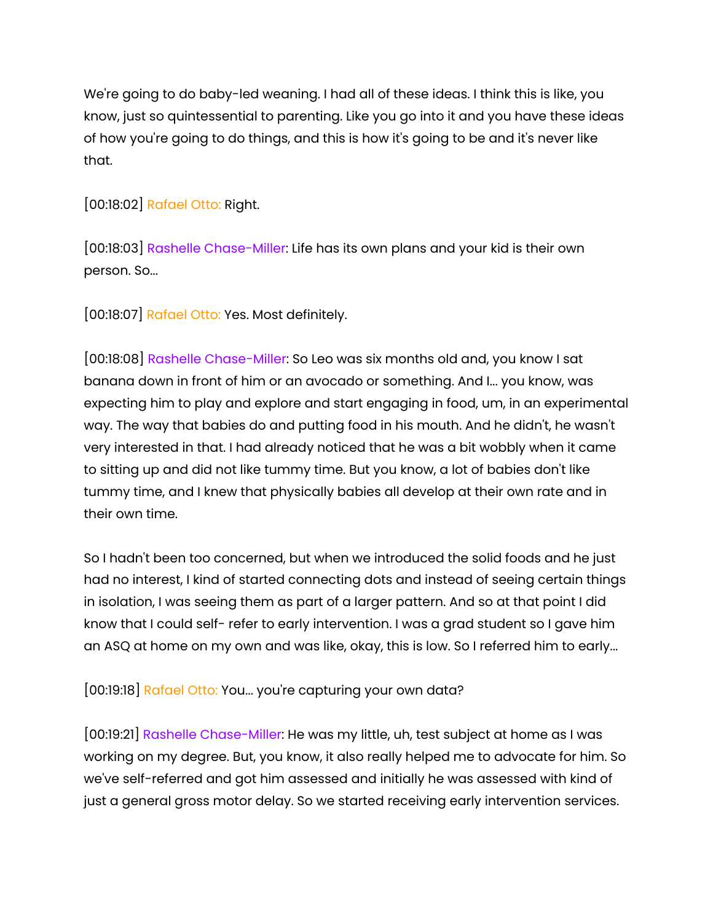We're going to do baby-led weaning. I had all of these ideas. I think this is like, you know, just so quintessential to parenting. Like you go into it and you have these ideas of how you're going to do things, and this is how it's going to be and it's never like that.

[00:18:02] Rafael Otto: Right.

[00:18:03] Rashelle Chase-Miller: Life has its own plans and your kid is their own person. So...

[00:18:07] Rafael Otto: Yes. Most definitely.

[00:18:08] Rashelle Chase-Miller: So Leo was six months old and, you know I sat banana down in front of him or an avocado or something. And I... you know, was expecting him to play and explore and start engaging in food, um, in an experimental way. The way that babies do and putting food in his mouth. And he didn't, he wasn't very interested in that. I had already noticed that he was a bit wobbly when it came to sitting up and did not like tummy time. But you know, a lot of babies don't like tummy time, and I knew that physically babies all develop at their own rate and in their own time.

So I hadn't been too concerned, but when we introduced the solid foods and he just had no interest, I kind of started connecting dots and instead of seeing certain things in isolation, I was seeing them as part of a larger pattern. And so at that point I did know that I could self- refer to early intervention. I was a grad student so I gave him an ASQ at home on my own and was like, okay, this is low. So I referred him to early...

[00:19:18] Rafael Otto: You... you're capturing your own data?

[00:19:21] Rashelle Chase-Miller: He was my little, uh, test subject at home as I was working on my degree. But, you know, it also really helped me to advocate for him. So we've self-referred and got him assessed and initially he was assessed with kind of just a general gross motor delay. So we started receiving early intervention services.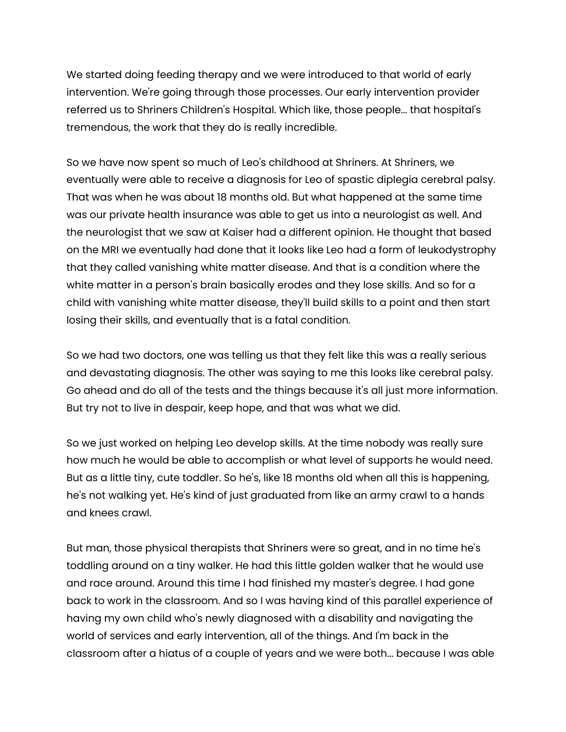We started doing feeding therapy and we were introduced to that world of early intervention. We're going through those processes. Our early intervention provider referred us to Shriners Children's Hospital. Which like, those people... that hospital's tremendous, the work that they do is really incredible.

So we have now spent so much of Leo's childhood at Shriners. At Shriners, we eventually were able to receive a diagnosis for Leo of spastic diplegia cerebral palsy. That was when he was about 18 months old. But what happened at the same time was our private health insurance was able to get us into a neurologist as well. And the neurologist that we saw at Kaiser had a different opinion. He thought that based on the MRI we eventually had done that it looks like Leo had a form of leukodystrophy that they called vanishing white matter disease. And that is a condition where the white matter in a person's brain basically erodes and they lose skills. And so for a child with vanishing white matter disease, they'll build skills to a point and then start losing their skills, and eventually that is a fatal condition.

So we had two doctors, one was telling us that they felt like this was a really serious and devastating diagnosis. The other was saying to me this looks like cerebral palsy. Go ahead and do all of the tests and the things because it's all just more information. But try not to live in despair, keep hope, and that was what we did.

So we just worked on helping Leo develop skills. At the time nobody was really sure how much he would be able to accomplish or what level of supports he would need. But as a little tiny, cute toddler. So he's, like 18 months old when all this is happening, he's not walking yet. He's kind of just graduated from like an army crawl to a hands and knees crawl.

But man, those physical therapists that Shriners were so great, and in no time he's toddling around on a tiny walker. He had this little golden walker that he would use and race around. Around this time I had finished my master's degree. I had gone back to work in the classroom. And so I was having kind of this parallel experience of having my own child who's newly diagnosed with a disability and navigating the world of services and early intervention, all of the things. And I'm back in the classroom after a hiatus of a couple of years and we were both... because I was able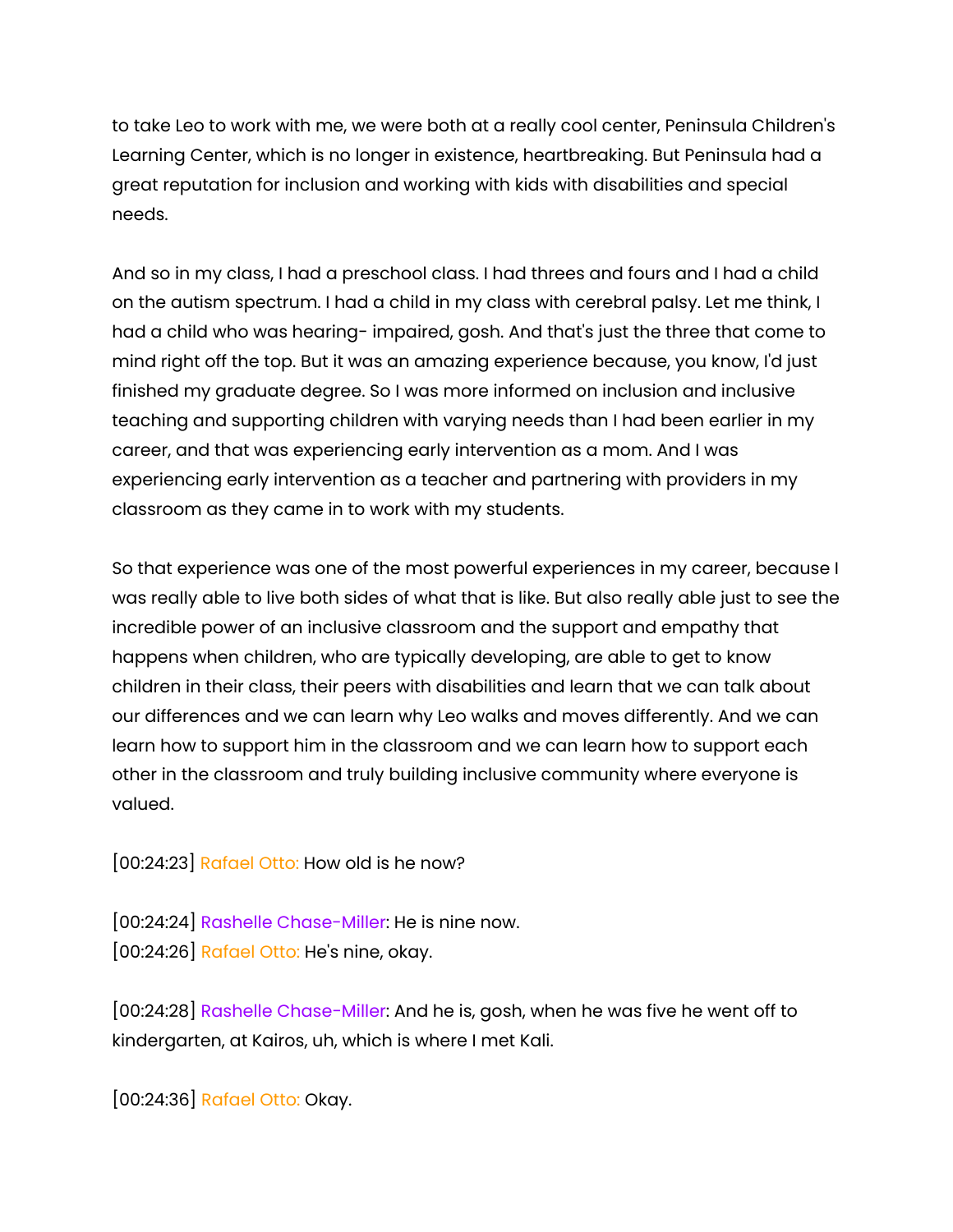to take Leo to work with me, we were both at a really cool center, Peninsula Children's Learning Center, which is no longer in existence, heartbreaking. But Peninsula had a great reputation for inclusion and working with kids with disabilities and special needs.

And so in my class, I had a preschool class. I had threes and fours and I had a child on the autism spectrum. I had a child in my class with cerebral palsy. Let me think, I had a child who was hearing- impaired, gosh. And that's just the three that come to mind right off the top. But it was an amazing experience because, you know, I'd just finished my graduate degree. So I was more informed on inclusion and inclusive teaching and supporting children with varying needs than I had been earlier in my career, and that was experiencing early intervention as a mom. And I was experiencing early intervention as a teacher and partnering with providers in my classroom as they came in to work with my students.

So that experience was one of the most powerful experiences in my career, because I was really able to live both sides of what that is like. But also really able just to see the incredible power of an inclusive classroom and the support and empathy that happens when children, who are typically developing, are able to get to know children in their class, their peers with disabilities and learn that we can talk about our differences and we can learn why Leo walks and moves differently. And we can learn how to support him in the classroom and we can learn how to support each other in the classroom and truly building inclusive community where everyone is valued.

[00:24:23] Rafael Otto: How old is he now?

[00:24:24] Rashelle Chase-Miller: He is nine now.
[00:24:26] Rafael Otto: He's nine, okay.

[00:24:28] Rashelle Chase-Miller: And he is, gosh, when he was five he went off to kindergarten, at Kairos, uh, which is where I met Kali.

[00:24:36] Rafael Otto: Okay.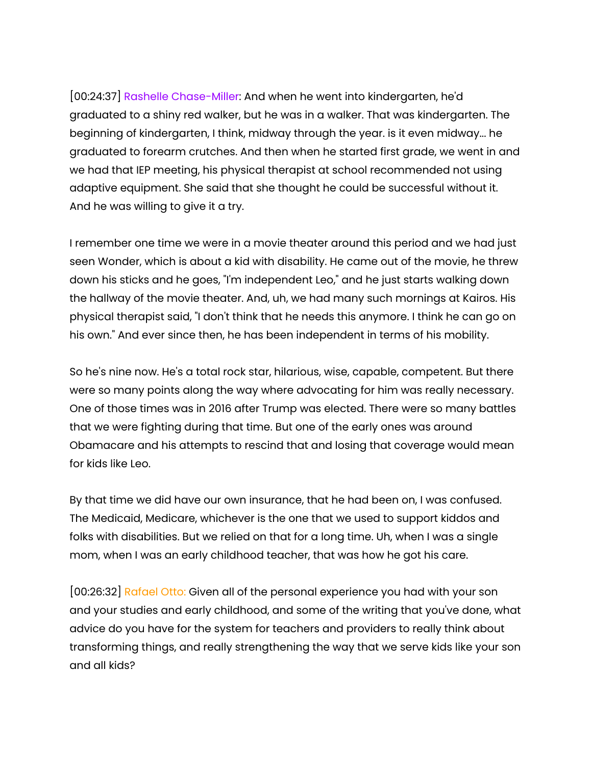[00:24:37] Rashelle Chase-Miller: And when he went into kindergarten, he'd graduated to a shiny red walker, but he was in a walker. That was kindergarten. The beginning of kindergarten, I think, midway through the year. is it even midway... he graduated to forearm crutches. And then when he started first grade, we went in and we had that IEP meeting, his physical therapist at school recommended not using adaptive equipment. She said that she thought he could be successful without it. And he was willing to give it a try.

I remember one time we were in a movie theater around this period and we had just seen Wonder, which is about a kid with disability. He came out of the movie, he threw down his sticks and he goes, "I'm independent Leo," and he just starts walking down the hallway of the movie theater. And, uh, we had many such mornings at Kairos. His physical therapist said, "I don't think that he needs this anymore. I think he can go on his own." And ever since then, he has been independent in terms of his mobility.

So he's nine now. He's a total rock star, hilarious, wise, capable, competent. But there were so many points along the way where advocating for him was really necessary. One of those times was in 2016 after Trump was elected. There were so many battles that we were fighting during that time. But one of the early ones was around Obamacare and his attempts to rescind that and losing that coverage would mean for kids like Leo.

By that time we did have our own insurance, that he had been on, I was confused. The Medicaid, Medicare, whichever is the one that we used to support kiddos and folks with disabilities. But we relied on that for a long time. Uh, when I was a single mom, when I was an early childhood teacher, that was how he got his care.

[00:26:32] Rafael Otto: Given all of the personal experience you had with your son and your studies and early childhood, and some of the writing that you've done, what advice do you have for the system for teachers and providers to really think about transforming things, and really strengthening the way that we serve kids like your son and all kids?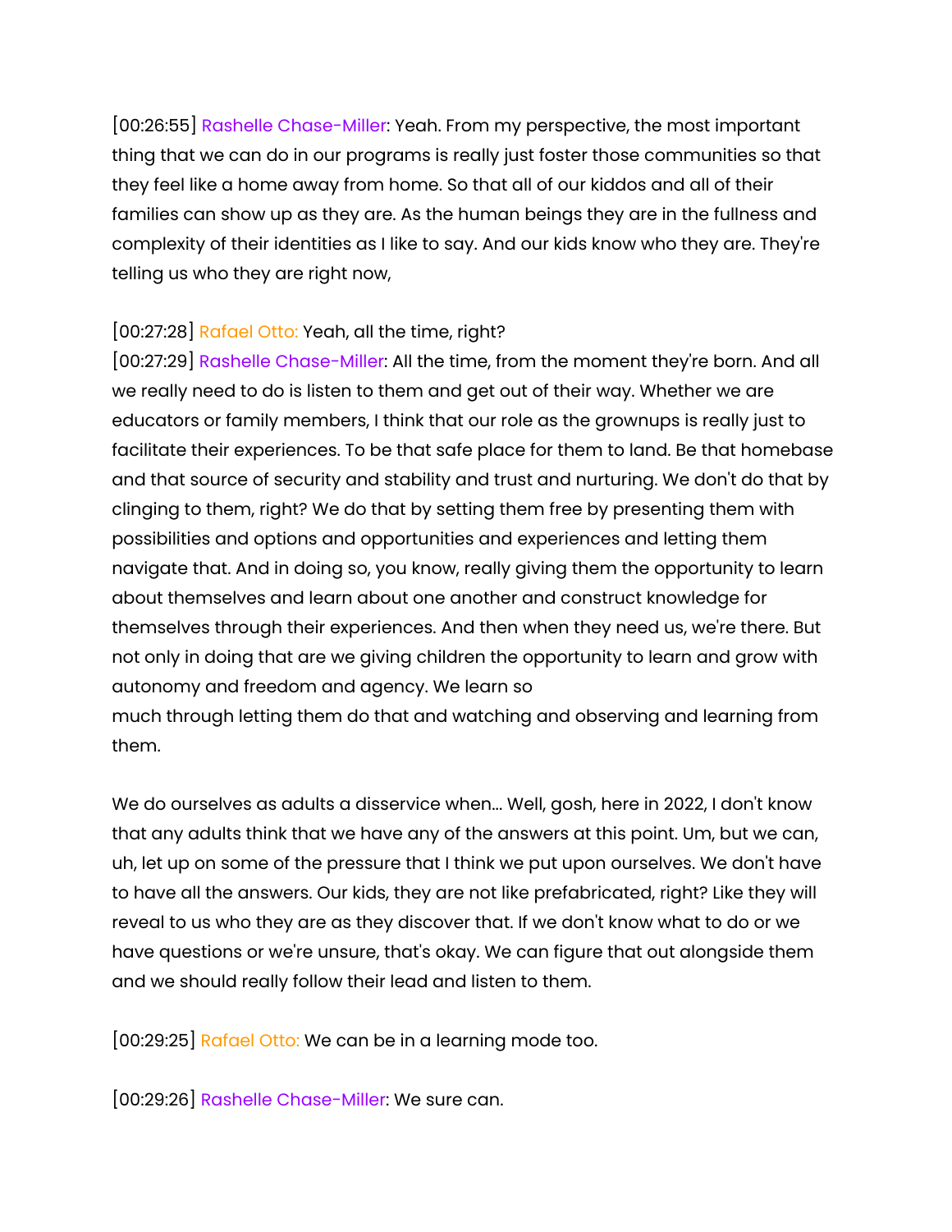[00:26:55] Rashelle Chase-Miller: Yeah. From my perspective, the most important thing that we can do in our programs is really just foster those communities so that they feel like a home away from home. So that all of our kiddos and all of their families can show up as they are. As the human beings they are in the fullness and complexity of their identities as I like to say. And our kids know who they are. They're telling us who they are right now,

[00:27:28] Rafael Otto: Yeah, all the time, right?

[00:27:29] Rashelle Chase-Miller: All the time, from the moment they're born. And all we really need to do is listen to them and get out of their way. Whether we are educators or family members, I think that our role as the grownups is really just to facilitate their experiences. To be that safe place for them to land. Be that homebase and that source of security and stability and trust and nurturing. We don't do that by clinging to them, right? We do that by setting them free by presenting them with possibilities and options and opportunities and experiences and letting them navigate that. And in doing so, you know, really giving them the opportunity to learn about themselves and learn about one another and construct knowledge for themselves through their experiences. And then when they need us, we're there. But not only in doing that are we giving children the opportunity to learn and grow with autonomy and freedom and agency. We learn so much through letting them do that and watching and observing and learning from them.

We do ourselves as adults a disservice when... Well, gosh, here in 2022, I don't know that any adults think that we have any of the answers at this point. Um, but we can, uh, let up on some of the pressure that I think we put upon ourselves. We don't have to have all the answers. Our kids, they are not like prefabricated, right? Like they will reveal to us who they are as they discover that. If we don't know what to do or we have questions or we're unsure, that's okay. We can figure that out alongside them and we should really follow their lead and listen to them.

[00:29:25] Rafael Otto: We can be in a learning mode too.

[00:29:26] Rashelle Chase-Miller: We sure can.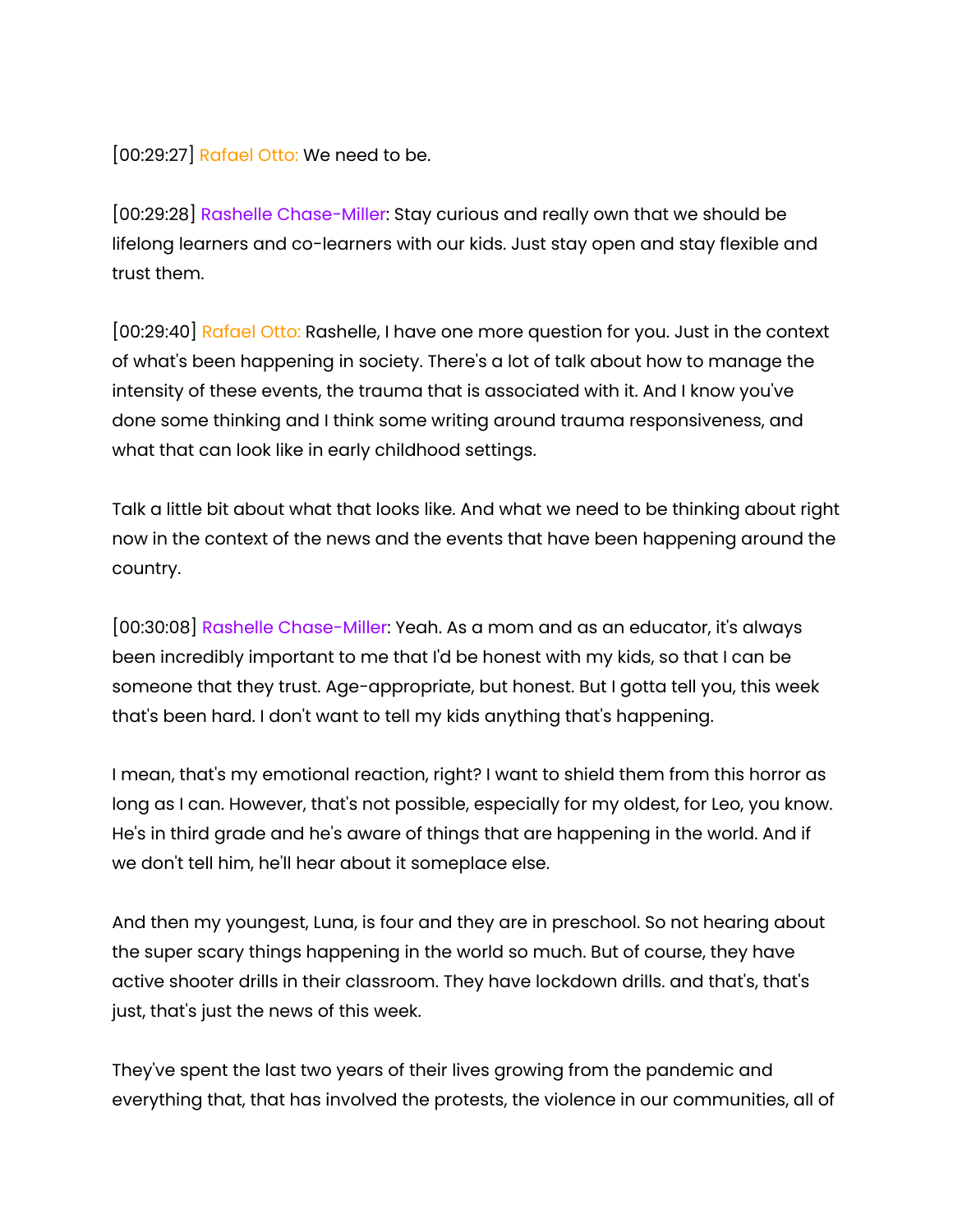[00:29:27] Rafael Otto: We need to be.

[00:29:28] Rashelle Chase-Miller: Stay curious and really own that we should be lifelong learners and co-learners with our kids. Just stay open and stay flexible and trust them.

[00:29:40] Rafael Otto: Rashelle, I have one more question for you. Just in the context of what's been happening in society. There's a lot of talk about how to manage the intensity of these events, the trauma that is associated with it. And I know you've done some thinking and I think some writing around trauma responsiveness, and what that can look like in early childhood settings.

Talk a little bit about what that looks like. And what we need to be thinking about right now in the context of the news and the events that have been happening around the country.

[00:30:08] Rashelle Chase-Miller: Yeah. As a mom and as an educator, it's always been incredibly important to me that I'd be honest with my kids, so that I can be someone that they trust. Age-appropriate, but honest. But I gotta tell you, this week that's been hard. I don't want to tell my kids anything that's happening.

I mean, that's my emotional reaction, right? I want to shield them from this horror as long as I can. However, that's not possible, especially for my oldest, for Leo, you know. He's in third grade and he's aware of things that are happening in the world. And if we don't tell him, he'll hear about it someplace else.

And then my youngest, Luna, is four and they are in preschool. So not hearing about the super scary things happening in the world so much. But of course, they have active shooter drills in their classroom. They have lockdown drills. and that's, that's just, that's just the news of this week.

They've spent the last two years of their lives growing from the pandemic and everything that, that has involved the protests, the violence in our communities, all of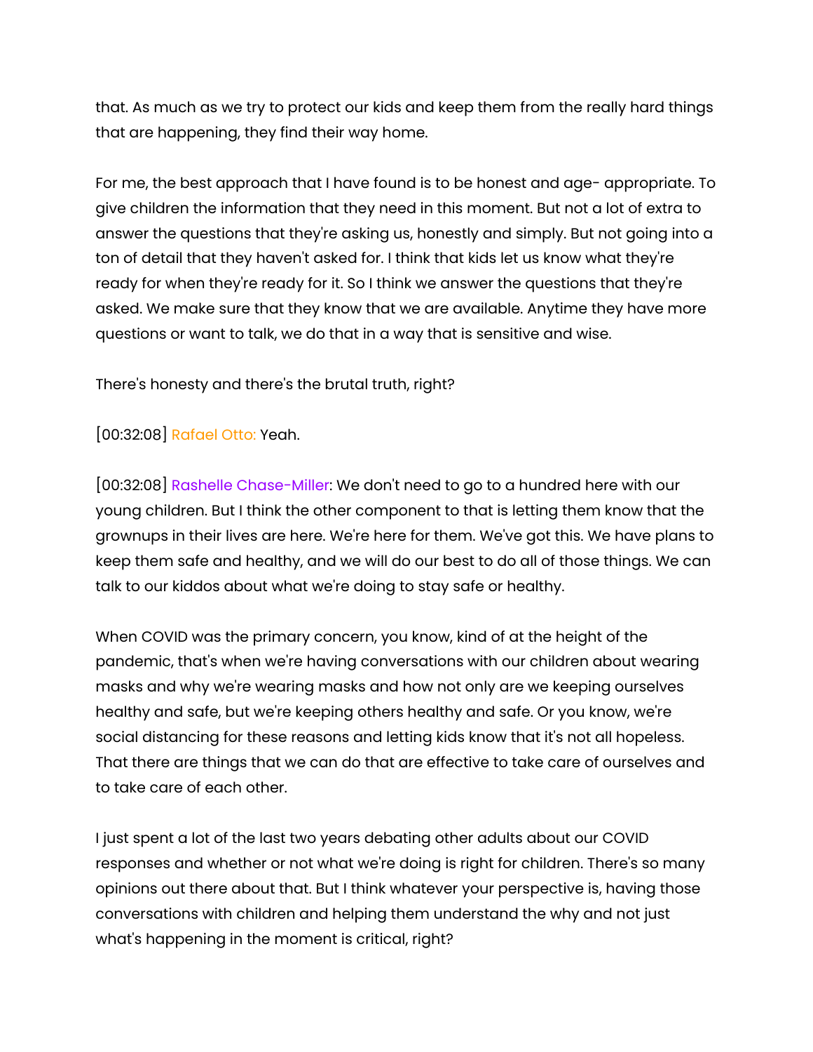that. As much as we try to protect our kids and keep them from the really hard things that are happening, they find their way home.

For me, the best approach that I have found is to be honest and age- appropriate. To give children the information that they need in this moment. But not a lot of extra to answer the questions that they're asking us, honestly and simply. But not going into a ton of detail that they haven't asked for. I think that kids let us know what they're ready for when they're ready for it. So I think we answer the questions that they're asked. We make sure that they know that we are available. Anytime they have more questions or want to talk, we do that in a way that is sensitive and wise.

There's honesty and there's the brutal truth, right?

[00:32:08] Rafael Otto: Yeah.

[00:32:08] Rashelle Chase-Miller: We don't need to go to a hundred here with our young children. But I think the other component to that is letting them know that the grownups in their lives are here. We're here for them. We've got this. We have plans to keep them safe and healthy, and we will do our best to do all of those things. We can talk to our kiddos about what we're doing to stay safe or healthy.

When COVID was the primary concern, you know, kind of at the height of the pandemic, that's when we're having conversations with our children about wearing masks and why we're wearing masks and how not only are we keeping ourselves healthy and safe, but we're keeping others healthy and safe. Or you know, we're social distancing for these reasons and letting kids know that it's not all hopeless. That there are things that we can do that are effective to take care of ourselves and to take care of each other.

I just spent a lot of the last two years debating other adults about our COVID responses and whether or not what we're doing is right for children. There's so many opinions out there about that. But I think whatever your perspective is, having those conversations with children and helping them understand the why and not just what's happening in the moment is critical, right?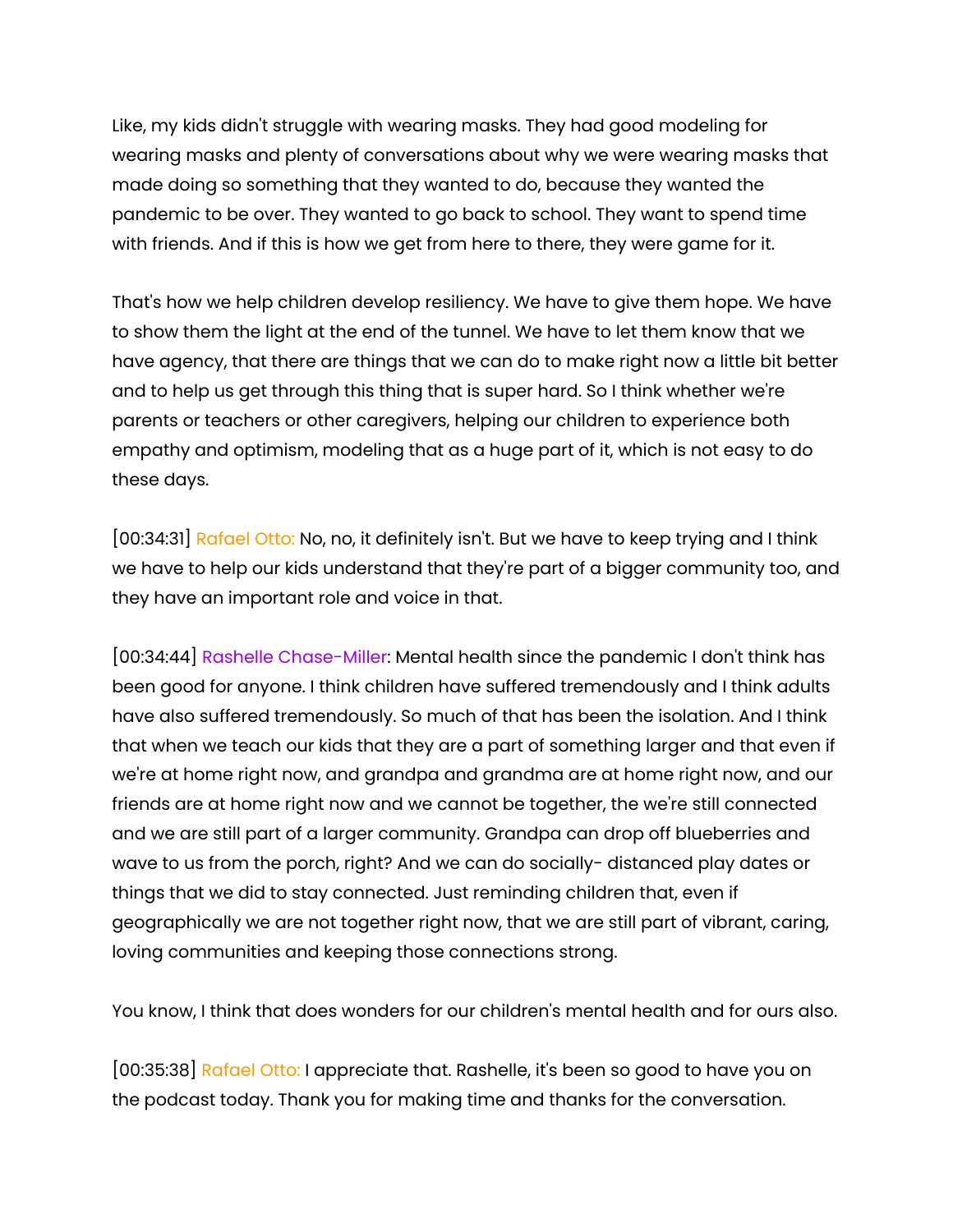Like, my kids didn't struggle with wearing masks. They had good modeling for wearing masks and plenty of conversations about why we were wearing masks that made doing so something that they wanted to do, because they wanted the pandemic to be over. They wanted to go back to school. They want to spend time with friends. And if this is how we get from here to there, they were game for it.

That's how we help children develop resiliency. We have to give them hope. We have to show them the light at the end of the tunnel. We have to let them know that we have agency, that there are things that we can do to make right now a little bit better and to help us get through this thing that is super hard. So I think whether we're parents or teachers or other caregivers, helping our children to experience both empathy and optimism, modeling that as a huge part of it, which is not easy to do these days.

[00:34:31] Rafael Otto: No, no, it definitely isn't. But we have to keep trying and I think we have to help our kids understand that they're part of a bigger community too, and they have an important role and voice in that.

[00:34:44] Rashelle Chase-Miller: Mental health since the pandemic I don't think has been good for anyone. I think children have suffered tremendously and I think adults have also suffered tremendously. So much of that has been the isolation. And I think that when we teach our kids that they are a part of something larger and that even if we're at home right now, and grandpa and grandma are at home right now, and our friends are at home right now and we cannot be together, the we're still connected and we are still part of a larger community. Grandpa can drop off blueberries and wave to us from the porch, right? And we can do socially- distanced play dates or things that we did to stay connected. Just reminding children that, even if geographically we are not together right now, that we are still part of vibrant, caring, loving communities and keeping those connections strong.

You know, I think that does wonders for our children's mental health and for ours also.

[00:35:38] Rafael Otto: I appreciate that. Rashelle, it's been so good to have you on the podcast today. Thank you for making time and thanks for the conversation.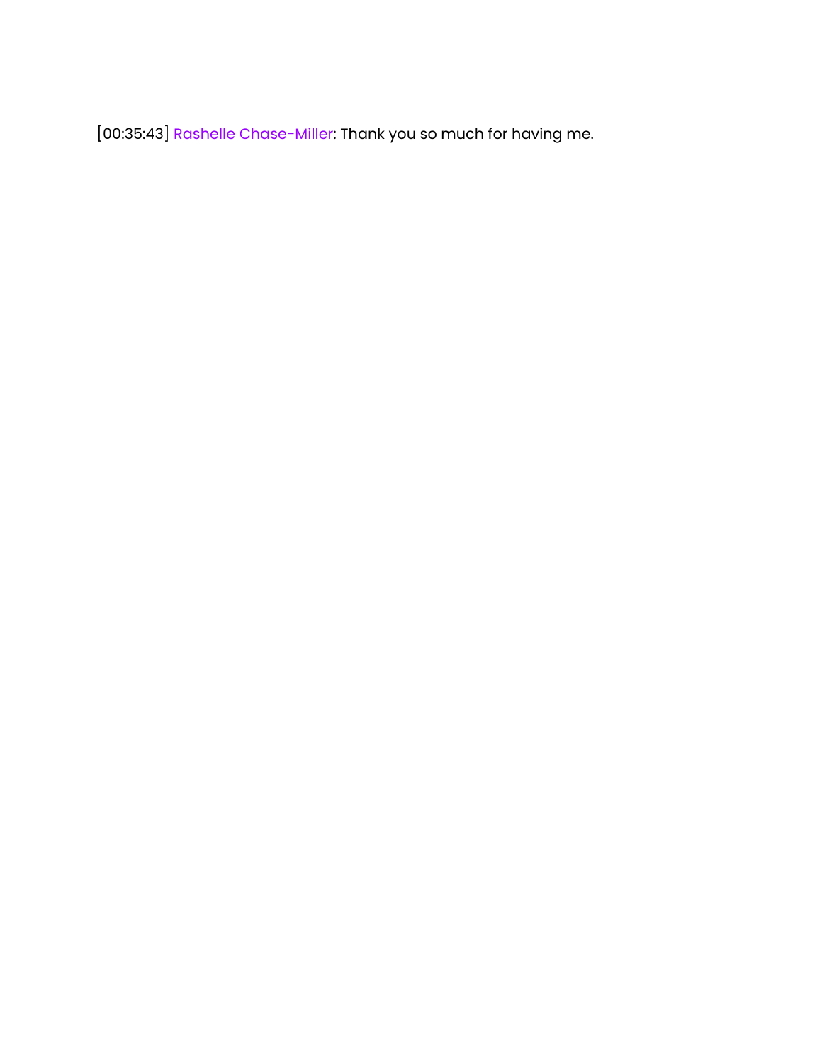[00:35:43] Rashelle Chase-Miller: Thank you so much for having me.